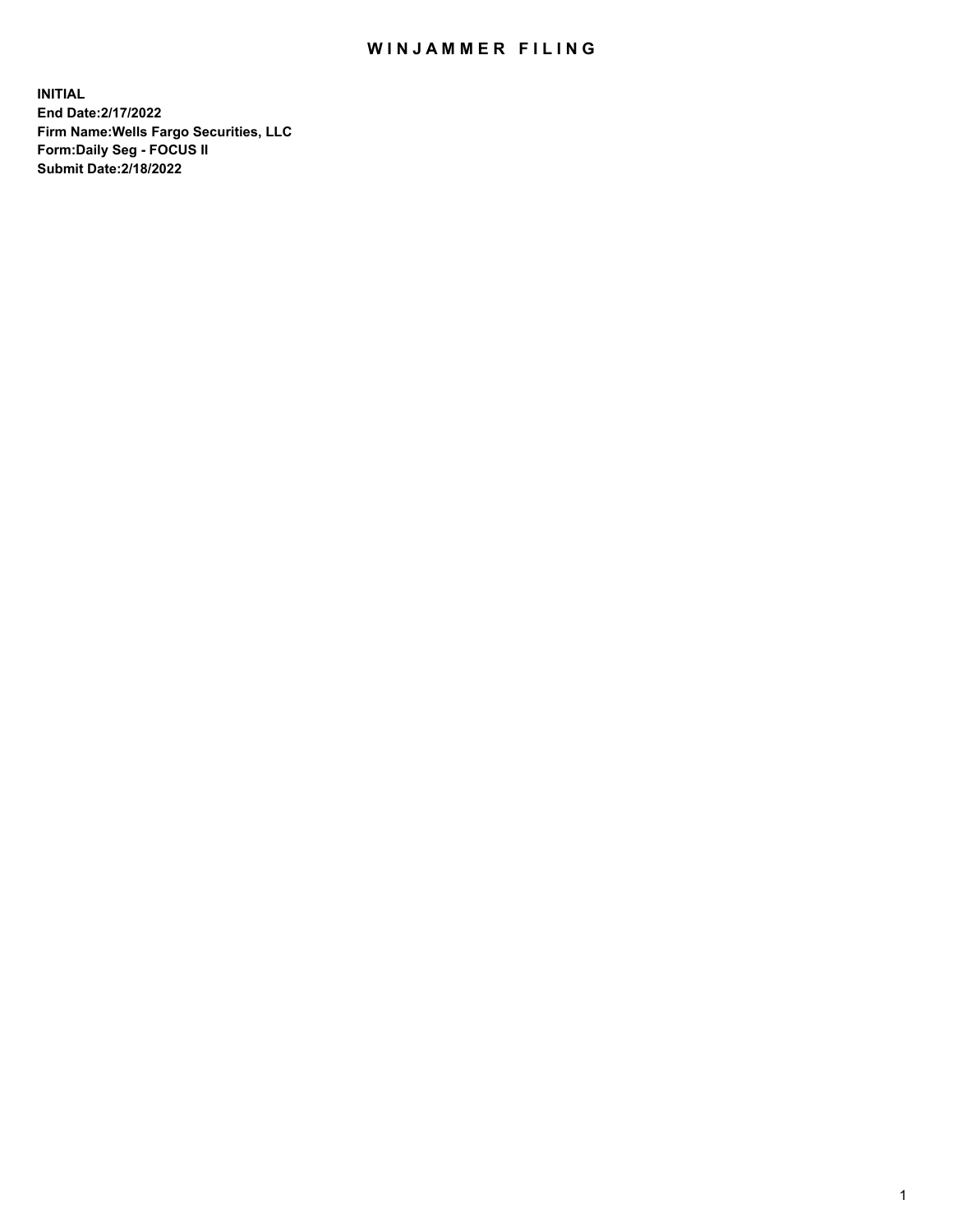# WINJAMMER FILING

**INITIAL**
**End Date:2/17/2022**
**Firm Name:Wells Fargo Securities, LLC**
**Form:Daily Seg - FOCUS II**
**Submit Date:2/18/2022**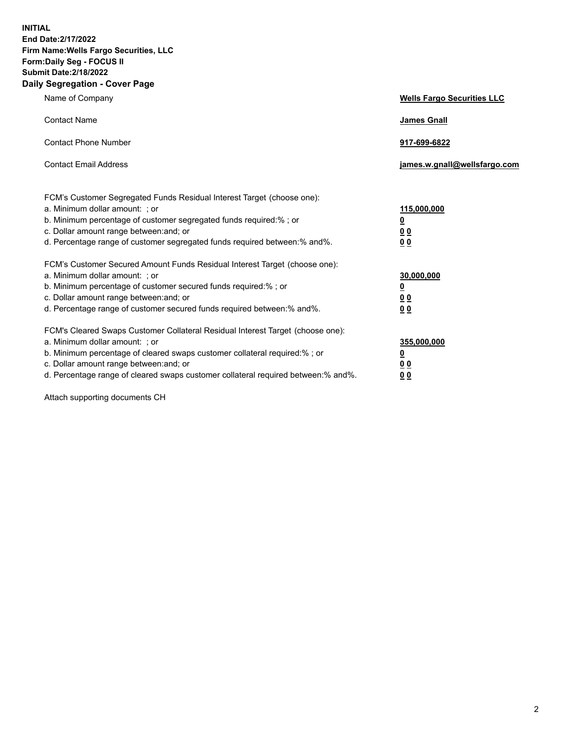**INITIAL**
**End Date:2/17/2022**
**Firm Name:Wells Fargo Securities, LLC**
**Form:Daily Seg - FOCUS II**
**Submit Date:2/18/2022**

## Daily Segregation - Cover Page

| | |
|---|---|
| Name of Company | **Wells Fargo Securities LLC** |
| Contact Name | **James Gnall** |
| Contact Phone Number | **917-699-6822** |
| Contact Email Address | **james.w.gnall@wellsfargo.com** |

| | |
|---|---|
| FCM's Customer Segregated Funds Residual Interest Target (choose one): | |
| a. Minimum dollar amount: ; or | **115,000,000** |
| b. Minimum percentage of customer segregated funds required:% ; or | **0** |
| c. Dollar amount range between:and; or | **0 0** |
| d. Percentage range of customer segregated funds required between:% and%. | **0 0** |
| FCM's Customer Secured Amount Funds Residual Interest Target (choose one): | |
| a. Minimum dollar amount: ; or | **30,000,000** |
| b. Minimum percentage of customer secured funds required:% ; or | **0** |
| c. Dollar amount range between:and; or | **0 0** |
| d. Percentage range of customer secured funds required between:% and%. | **0 0** |
| FCM's Cleared Swaps Customer Collateral Residual Interest Target (choose one): | |
| a. Minimum dollar amount: ; or | **355,000,000** |
| b. Minimum percentage of cleared swaps customer collateral required:% ; or | **0** |
| c. Dollar amount range between:and; or | **0 0** |
| d. Percentage range of cleared swaps customer collateral required between:% and%. | **0 0** |

Attach supporting documents CH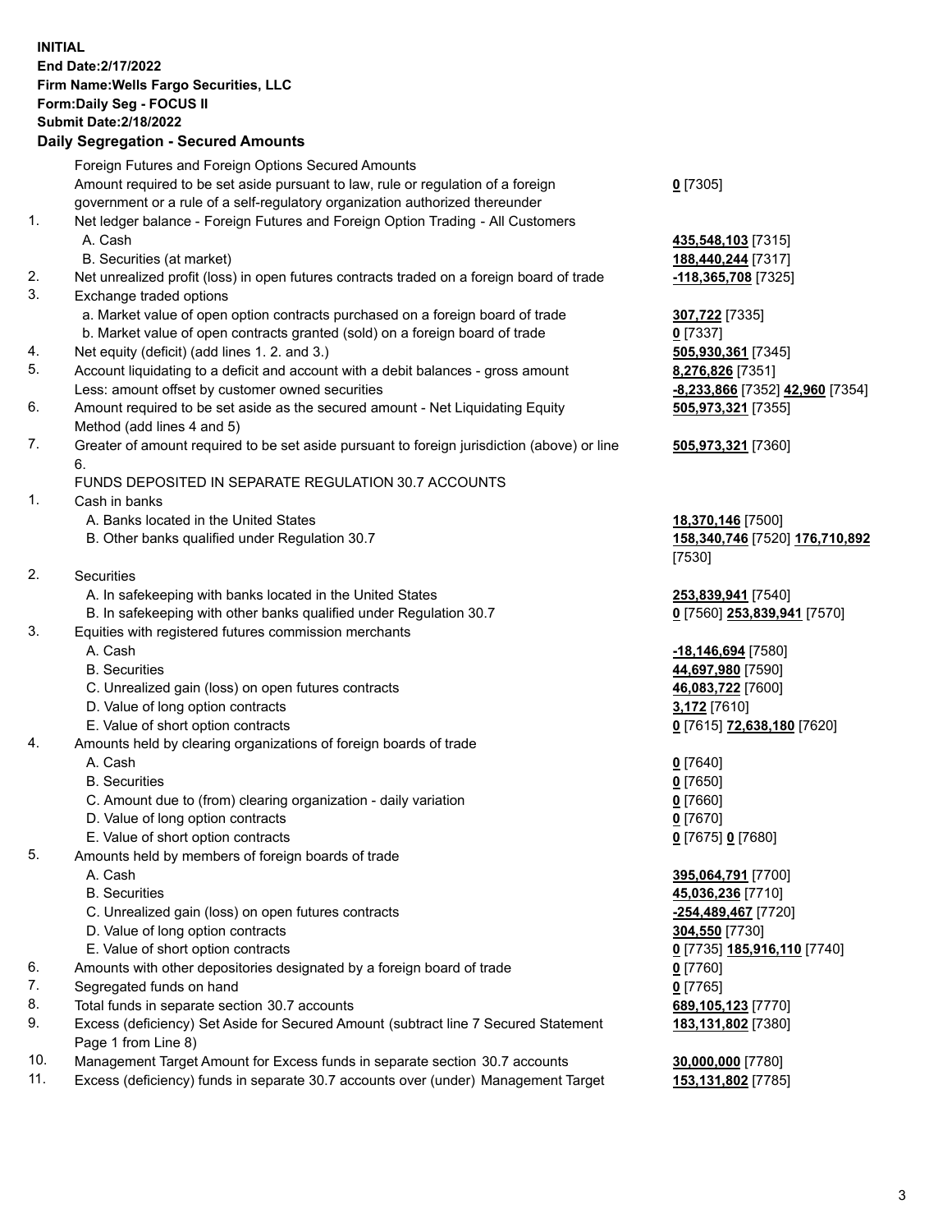**INITIAL**
**End Date:2/17/2022**
**Firm Name:Wells Fargo Securities, LLC**
**Form:Daily Seg - FOCUS II**
**Submit Date:2/18/2022**

## Daily Segregation - Secured Amounts

| | | |
|---|---|---|
| | Foreign Futures and Foreign Options Secured Amounts | |
| | Amount required to be set aside pursuant to law, rule or regulation of a foreign government or a rule of a self-regulatory organization authorized thereunder | **0** [7305] |
| 1. | Net ledger balance - Foreign Futures and Foreign Option Trading - All Customers | |
| | A. Cash | **435,548,103** [7315] |
| | B. Securities (at market) | **188,440,244** [7317] |
| 2. | Net unrealized profit (loss) in open futures contracts traded on a foreign board of trade | **-118,365,708** [7325] |
| 3. | Exchange traded options | |
| | a. Market value of open option contracts purchased on a foreign board of trade | **307,722** [7335] |
| | b. Market value of open contracts granted (sold) on a foreign board of trade | **0** [7337] |
| 4. | Net equity (deficit) (add lines 1. 2. and 3.) | **505,930,361** [7345] |
| 5. | Account liquidating to a deficit and account with a debit balances - gross amount | **8,276,826** [7351] |
| | Less: amount offset by customer owned securities | **-8,233,866** [7352] **42,960** [7354] |
| 6. | Amount required to be set aside as the secured amount - Net Liquidating Equity Method (add lines 4 and 5) | **505,973,321** [7355] |
| 7. | Greater of amount required to be set aside pursuant to foreign jurisdiction (above) or line 6. | **505,973,321** [7360] |
| | FUNDS DEPOSITED IN SEPARATE REGULATION 30.7 ACCOUNTS | |
| 1. | Cash in banks | |
| | A. Banks located in the United States | **18,370,146** [7500] |
| | B. Other banks qualified under Regulation 30.7 | **158,340,746** [7520] **176,710,892** [7530] |
| 2. | Securities | |
| | A. In safekeeping with banks located in the United States | **253,839,941** [7540] |
| | B. In safekeeping with other banks qualified under Regulation 30.7 | **0** [7560] **253,839,941** [7570] |
| 3. | Equities with registered futures commission merchants | |
| | A. Cash | **-18,146,694** [7580] |
| | B. Securities | **44,697,980** [7590] |
| | C. Unrealized gain (loss) on open futures contracts | **46,083,722** [7600] |
| | D. Value of long option contracts | **3,172** [7610] |
| | E. Value of short option contracts | **0** [7615] **72,638,180** [7620] |
| 4. | Amounts held by clearing organizations of foreign boards of trade | |
| | A. Cash | **0** [7640] |
| | B. Securities | **0** [7650] |
| | C. Amount due to (from) clearing organization - daily variation | **0** [7660] |
| | D. Value of long option contracts | **0** [7670] |
| | E. Value of short option contracts | **0** [7675] **0** [7680] |
| 5. | Amounts held by members of foreign boards of trade | |
| | A. Cash | **395,064,791** [7700] |
| | B. Securities | **45,036,236** [7710] |
| | C. Unrealized gain (loss) on open futures contracts | **-254,489,467** [7720] |
| | D. Value of long option contracts | **304,550** [7730] |
| | E. Value of short option contracts | **0** [7735] **185,916,110** [7740] |
| 6. | Amounts with other depositories designated by a foreign board of trade | **0** [7760] |
| 7. | Segregated funds on hand | **0** [7765] |
| 8. | Total funds in separate section 30.7 accounts | **689,105,123** [7770] |
| 9. | Excess (deficiency) Set Aside for Secured Amount (subtract line 7 Secured Statement Page 1 from Line 8) | **183,131,802** [7380] |
| 10. | Management Target Amount for Excess funds in separate section 30.7 accounts | **30,000,000** [7780] |
| 11. | Excess (deficiency) funds in separate 30.7 accounts over (under) Management Target | **153,131,802** [7785] |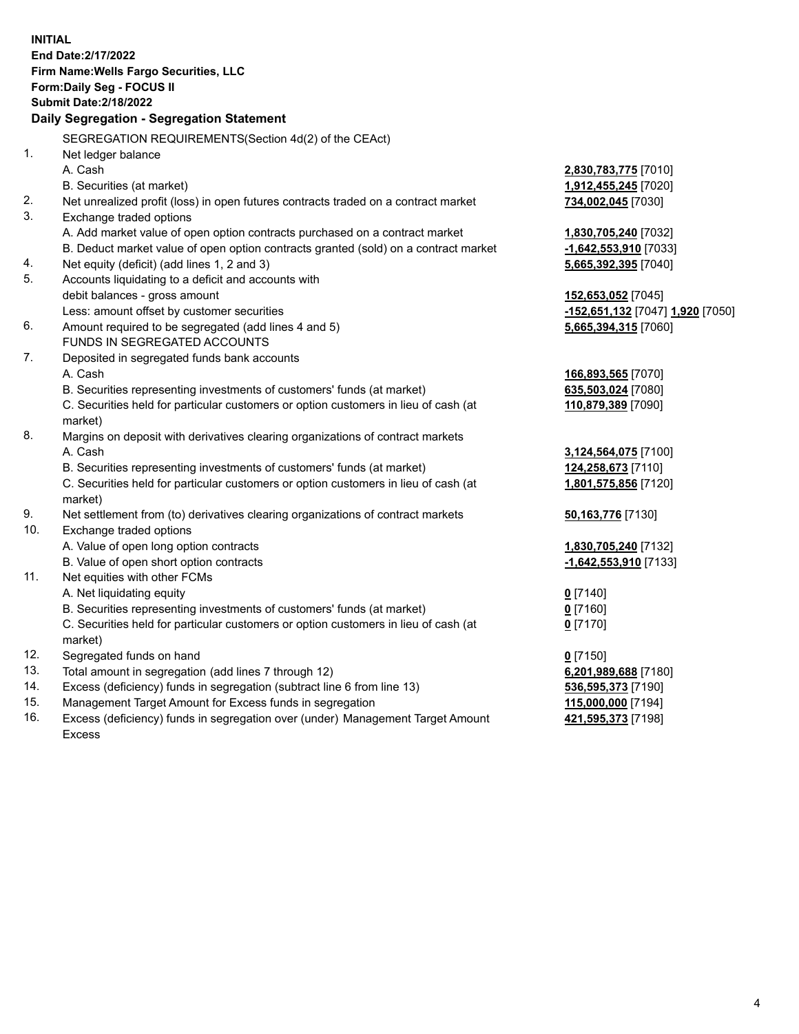**INITIAL**
**End Date:2/17/2022**
**Firm Name:Wells Fargo Securities, LLC**
**Form:Daily Seg - FOCUS II**
**Submit Date:2/18/2022**

**Daily Segregation - Segregation Statement**

SEGREGATION REQUIREMENTS(Section 4d(2) of the CEAct)

| | | |
|---|---|---|
| 1. | Net ledger balance | |
| | A. Cash | **2,830,783,775** [7010] |
| | B. Securities (at market) | **1,912,455,245** [7020] |
| 2. | Net unrealized profit (loss) in open futures contracts traded on a contract market | **734,002,045** [7030] |
| 3. | Exchange traded options | |
| | A. Add market value of open option contracts purchased on a contract market | **1,830,705,240** [7032] |
| | B. Deduct market value of open option contracts granted (sold) on a contract market | **-1,642,553,910** [7033] |
| 4. | Net equity (deficit) (add lines 1, 2 and 3) | **5,665,392,395** [7040] |
| 5. | Accounts liquidating to a deficit and accounts with debit balances - gross amount | **152,653,052** [7045] |
| | Less: amount offset by customer securities | **-152,651,132** [7047] **1,920** [7050] |
| 6. | Amount required to be segregated (add lines 4 and 5) | **5,665,394,315** [7060] |
| | FUNDS IN SEGREGATED ACCOUNTS | |
| 7. | Deposited in segregated funds bank accounts | |
| | A. Cash | **166,893,565** [7070] |
| | B. Securities representing investments of customers' funds (at market) | **635,503,024** [7080] |
| | C. Securities held for particular customers or option customers in lieu of cash (at market) | **110,879,389** [7090] |
| 8. | Margins on deposit with derivatives clearing organizations of contract markets | |
| | A. Cash | **3,124,564,075** [7100] |
| | B. Securities representing investments of customers' funds (at market) | **124,258,673** [7110] |
| | C. Securities held for particular customers or option customers in lieu of cash (at market) | **1,801,575,856** [7120] |
| 9. | Net settlement from (to) derivatives clearing organizations of contract markets | **50,163,776** [7130] |
| 10. | Exchange traded options | |
| | A. Value of open long option contracts | **1,830,705,240** [7132] |
| | B. Value of open short option contracts | **-1,642,553,910** [7133] |
| 11. | Net equities with other FCMs | |
| | A. Net liquidating equity | **0** [7140] |
| | B. Securities representing investments of customers' funds (at market) | **0** [7160] |
| | C. Securities held for particular customers or option customers in lieu of cash (at market) | **0** [7170] |
| 12. | Segregated funds on hand | **0** [7150] |
| 13. | Total amount in segregation (add lines 7 through 12) | **6,201,989,688** [7180] |
| 14. | Excess (deficiency) funds in segregation (subtract line 6 from line 13) | **536,595,373** [7190] |
| 15. | Management Target Amount for Excess funds in segregation | **115,000,000** [7194] |
| 16. | Excess (deficiency) funds in segregation over (under) Management Target Amount Excess | **421,595,373** [7198] |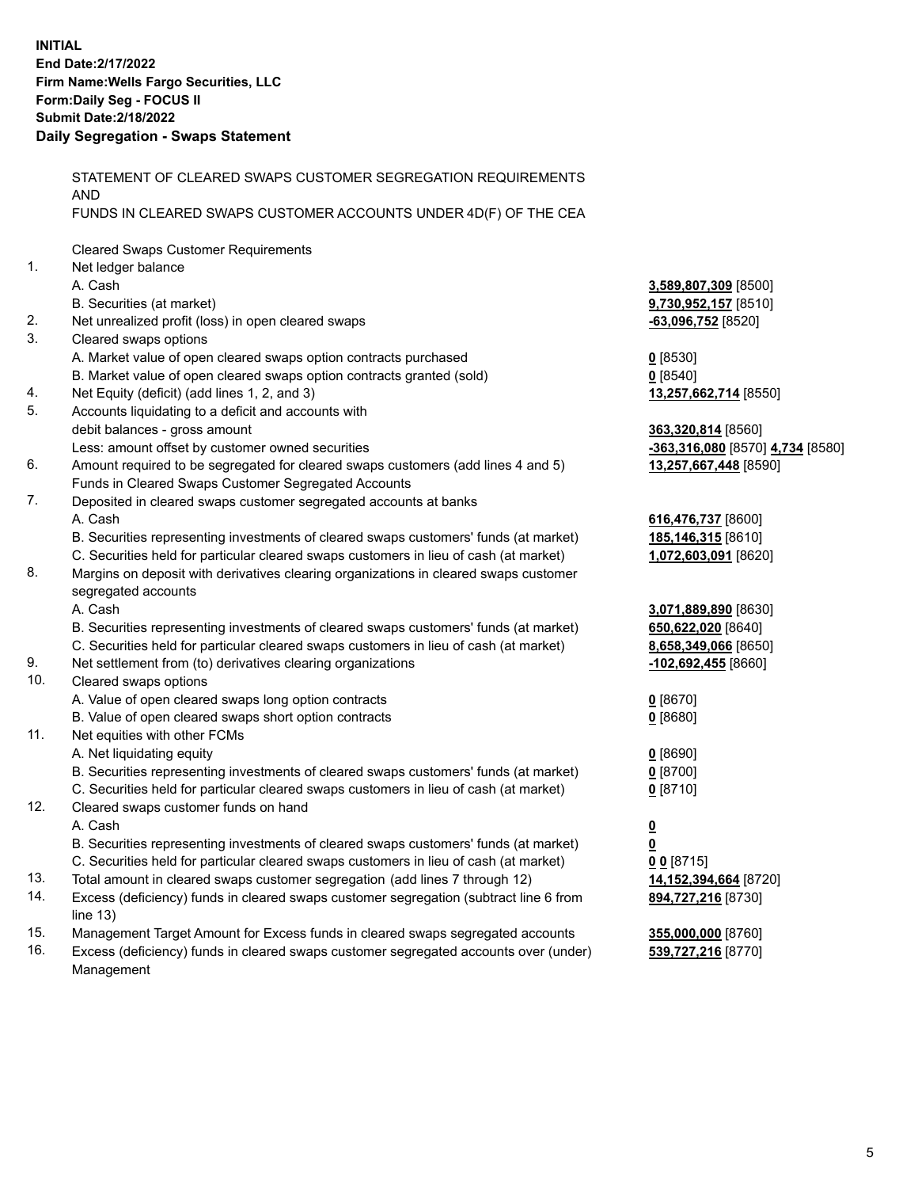**INITIAL**
**End Date:2/17/2022**
**Firm Name:Wells Fargo Securities, LLC**
**Form:Daily Seg - FOCUS II**
**Submit Date:2/18/2022**
**Daily Segregation - Swaps Statement**

STATEMENT OF CLEARED SWAPS CUSTOMER SEGREGATION REQUIREMENTS AND
FUNDS IN CLEARED SWAPS CUSTOMER ACCOUNTS UNDER 4D(F) OF THE CEA

Cleared Swaps Customer Requirements

| | | |
|---|---|---|
| 1. | Net ledger balance | |
| | A. Cash | **3,589,807,309** [8500] |
| | B. Securities (at market) | **9,730,952,157** [8510] |
| 2. | Net unrealized profit (loss) in open cleared swaps | **-63,096,752** [8520] |
| 3. | Cleared swaps options | |
| | A. Market value of open cleared swaps option contracts purchased | **0** [8530] |
| | B. Market value of open cleared swaps option contracts granted (sold) | **0** [8540] |
| 4. | Net Equity (deficit) (add lines 1, 2, and 3) | **13,257,662,714** [8550] |
| 5. | Accounts liquidating to a deficit and accounts with debit balances - gross amount | **363,320,814** [8560] |
| | Less: amount offset by customer owned securities | **-363,316,080** [8570] **4,734** [8580] |
| 6. | Amount required to be segregated for cleared swaps customers (add lines 4 and 5) | **13,257,667,448** [8590] |
| | Funds in Cleared Swaps Customer Segregated Accounts | |
| 7. | Deposited in cleared swaps customer segregated accounts at banks | |
| | A. Cash | **616,476,737** [8600] |
| | B. Securities representing investments of cleared swaps customers' funds (at market) | **185,146,315** [8610] |
| | C. Securities held for particular cleared swaps customers in lieu of cash (at market) | **1,072,603,091** [8620] |
| 8. | Margins on deposit with derivatives clearing organizations in cleared swaps customer segregated accounts | |
| | A. Cash | **3,071,889,890** [8630] |
| | B. Securities representing investments of cleared swaps customers' funds (at market) | **650,622,020** [8640] |
| | C. Securities held for particular cleared swaps customers in lieu of cash (at market) | **8,658,349,066** [8650] |
| 9. | Net settlement from (to) derivatives clearing organizations | **-102,692,455** [8660] |
| 10. | Cleared swaps options | |
| | A. Value of open cleared swaps long option contracts | **0** [8670] |
| | B. Value of open cleared swaps short option contracts | **0** [8680] |
| 11. | Net equities with other FCMs | |
| | A. Net liquidating equity | **0** [8690] |
| | B. Securities representing investments of cleared swaps customers' funds (at market) | **0** [8700] |
| | C. Securities held for particular cleared swaps customers in lieu of cash (at market) | **0** [8710] |
| 12. | Cleared swaps customer funds on hand | |
| | A. Cash | **0** |
| | B. Securities representing investments of cleared swaps customers' funds (at market) | **0** |
| | C. Securities held for particular cleared swaps customers in lieu of cash (at market) | **0** **0** [8715] |
| 13. | Total amount in cleared swaps customer segregation (add lines 7 through 12) | **14,152,394,664** [8720] |
| 14. | Excess (deficiency) funds in cleared swaps customer segregation (subtract line 6 from line 13) | **894,727,216** [8730] |
| 15. | Management Target Amount for Excess funds in cleared swaps segregated accounts | **355,000,000** [8760] |
| 16. | Excess (deficiency) funds in cleared swaps customer segregated accounts over (under) Management | **539,727,216** [8770] |